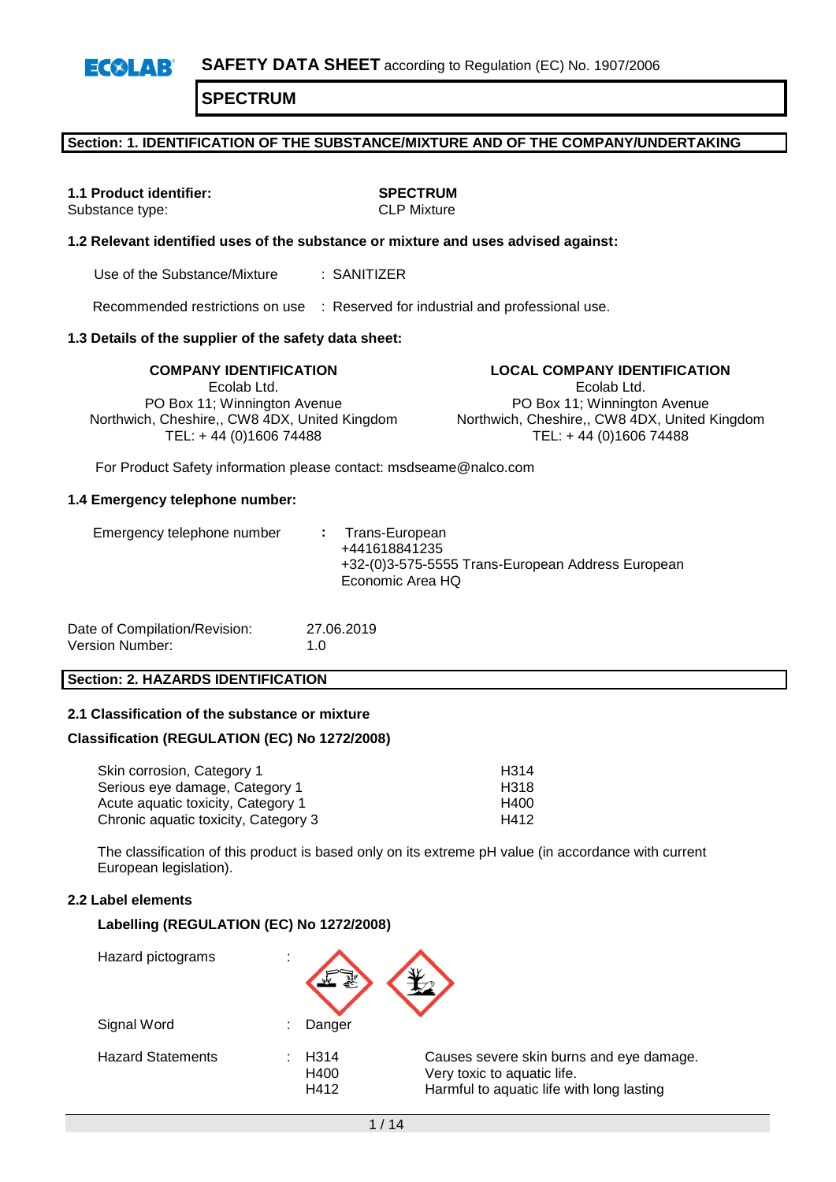# SAFETY DATA SHEET according to Regulation (EC) No. 1907/2006

# SPECTRUM

## Section: 1. IDENTIFICATION OF THE SUBSTANCE/MIXTURE AND OF THE COMPANY/UNDERTAKING

**1.1 Product identifier:** **SPECTRUM**

Substance type: CLP Mixture

**1.2 Relevant identified uses of the substance or mixture and uses advised against:**

Use of the Substance/Mixture : SANITIZER

Recommended restrictions on use : Reserved for industrial and professional use.

**1.3 Details of the supplier of the safety data sheet:**

**COMPANY IDENTIFICATION**
Ecolab Ltd.
PO Box 11; Winnington Avenue
Northwich, Cheshire,, CW8 4DX, United Kingdom
TEL: + 44 (0)1606 74488

**LOCAL COMPANY IDENTIFICATION**
Ecolab Ltd.
PO Box 11; Winnington Avenue
Northwich, Cheshire,, CW8 4DX, United Kingdom
TEL: + 44 (0)1606 74488

For Product Safety information please contact: msdseame@nalco.com

**1.4 Emergency telephone number:**

Emergency telephone number : Trans-European
+441618841235
+32-(0)3-575-5555 Trans-European Address European Economic Area HQ

Date of Compilation/Revision: 27.06.2019
Version Number: 1.0

## Section: 2. HAZARDS IDENTIFICATION

**2.1 Classification of the substance or mixture**

**Classification (REGULATION (EC) No 1272/2008)**

| | |
|---|---|
| Skin corrosion, Category 1 | H314 |
| Serious eye damage, Category 1 | H318 |
| Acute aquatic toxicity, Category 1 | H400 |
| Chronic aquatic toxicity, Category 3 | H412 |

The classification of this product is based only on its extreme pH value (in accordance with current European legislation).

**2.2 Label elements**

**Labelling (REGULATION (EC) No 1272/2008)**

Hazard pictograms :

Signal Word : Danger

Hazard Statements :

| | |
|---|---|
| H314 | Causes severe skin burns and eye damage. |
| H400 | Very toxic to aquatic life. |
| H412 | Harmful to aquatic life with long lasting |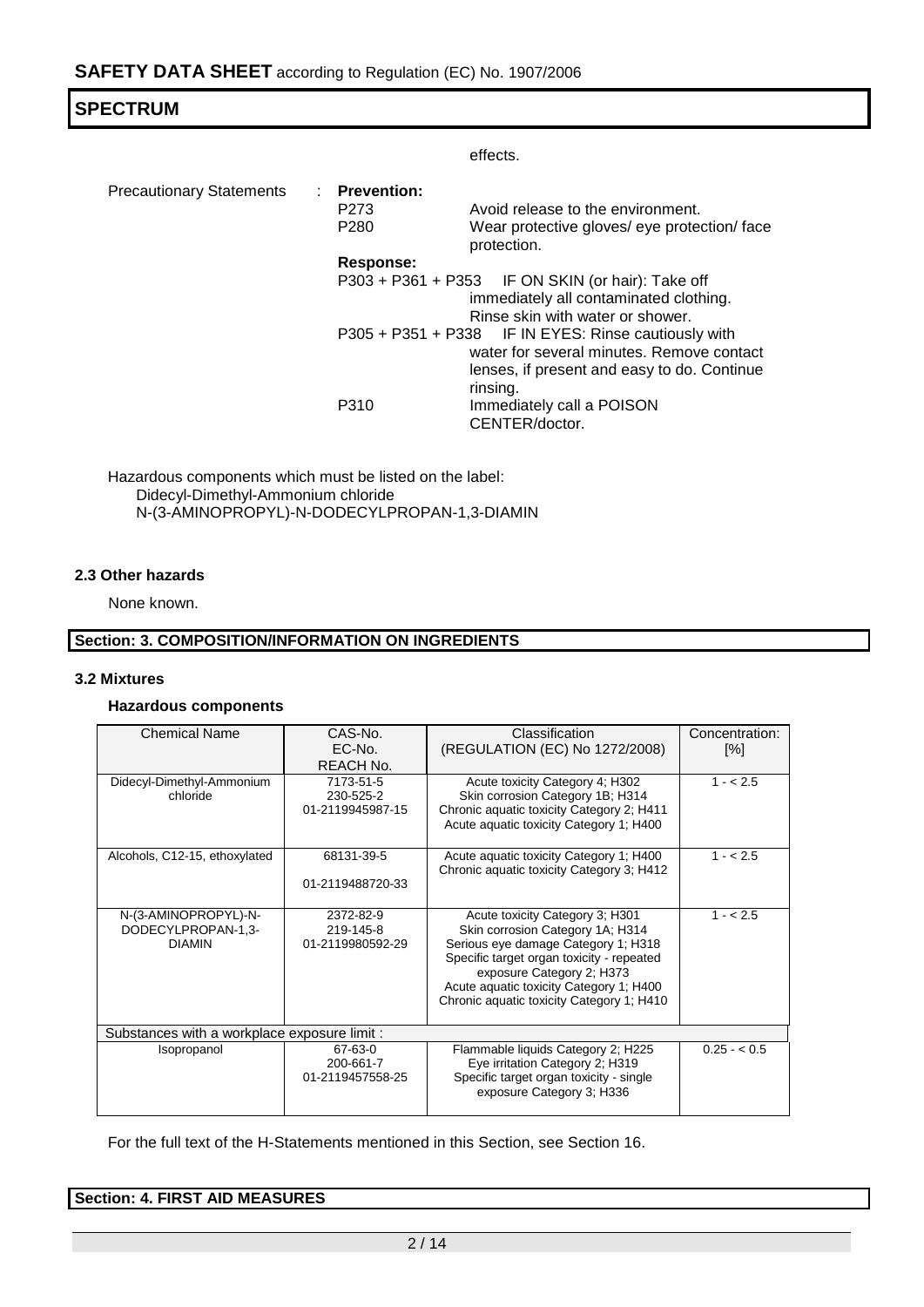effects.

Precautionary Statements : **Prevention:**

| | |
|---|---|
| P273 | Avoid release to the environment. |
| P280 | Wear protective gloves/ eye protection/ face protection. |

**Response:**

| | |
|---|---|
| P303 + P361 + P353 | IF ON SKIN (or hair): Take off immediately all contaminated clothing. Rinse skin with water or shower. |
| P305 + P351 + P338 | IF IN EYES: Rinse cautiously with water for several minutes. Remove contact lenses, if present and easy to do. Continue rinsing. |
| P310 | Immediately call a POISON CENTER/doctor. |

Hazardous components which must be listed on the label:
Didecyl-Dimethyl-Ammonium chloride
N-(3-AMINOPROPYL)-N-DODECYLPROPAN-1,3-DIAMIN

### 2.3 Other hazards

None known.

## Section: 3. COMPOSITION/INFORMATION ON INGREDIENTS

### 3.2 Mixtures

#### Hazardous components

| Chemical Name | CAS-No.<br>EC-No.<br>REACH No. | Classification<br>(REGULATION (EC) No 1272/2008) | Concentration: [%] |
|---|---|---|---|
| Didecyl-Dimethyl-Ammonium chloride | 7173-51-5<br>230-525-2<br>01-2119945987-15 | Acute toxicity Category 4; H302<br>Skin corrosion Category 1B; H314<br>Chronic aquatic toxicity Category 2; H411<br>Acute aquatic toxicity Category 1; H400 | 1 - < 2.5 |
| Alcohols, C12-15, ethoxylated | 68131-39-5<br><br>01-2119488720-33 | Acute aquatic toxicity Category 1; H400<br>Chronic aquatic toxicity Category 3; H412 | 1 - < 2.5 |
| N-(3-AMINOPROPYL)-N-DODECYLPROPAN-1,3-DIAMIN | 2372-82-9<br>219-145-8<br>01-2119980592-29 | Acute toxicity Category 3; H301<br>Skin corrosion Category 1A; H314<br>Serious eye damage Category 1; H318<br>Specific target organ toxicity - repeated exposure Category 2; H373<br>Acute aquatic toxicity Category 1; H400<br>Chronic aquatic toxicity Category 1; H410 | 1 - < 2.5 |
| Substances with a workplace exposure limit : | | | |
| Isopropanol | 67-63-0<br>200-661-7<br>01-2119457558-25 | Flammable liquids Category 2; H225<br>Eye irritation Category 2; H319<br>Specific target organ toxicity - single exposure Category 3; H336 | 0.25 - < 0.5 |

For the full text of the H-Statements mentioned in this Section, see Section 16.

## Section: 4. FIRST AID MEASURES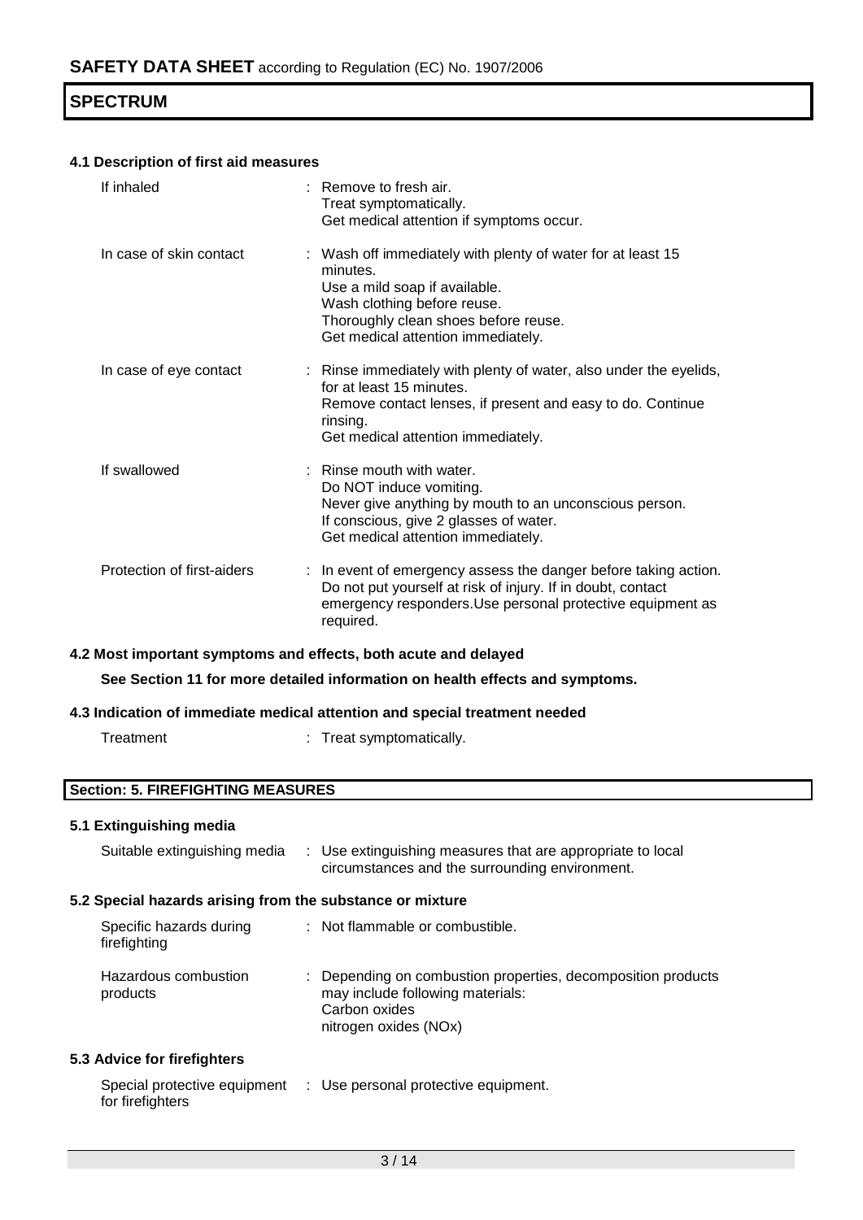#### 4.1 Description of first aid measures

| | |
|---|---|
| If inhaled | : Remove to fresh air.<br>Treat symptomatically.<br>Get medical attention if symptoms occur. |
| In case of skin contact | : Wash off immediately with plenty of water for at least 15 minutes.<br>Use a mild soap if available.<br>Wash clothing before reuse.<br>Thoroughly clean shoes before reuse.<br>Get medical attention immediately. |
| In case of eye contact | : Rinse immediately with plenty of water, also under the eyelids, for at least 15 minutes.<br>Remove contact lenses, if present and easy to do. Continue rinsing.<br>Get medical attention immediately. |
| If swallowed | : Rinse mouth with water.<br>Do NOT induce vomiting.<br>Never give anything by mouth to an unconscious person.<br>If conscious, give 2 glasses of water.<br>Get medical attention immediately. |
| Protection of first-aiders | : In event of emergency assess the danger before taking action. Do not put yourself at risk of injury. If in doubt, contact emergency responders.Use personal protective equipment as required. |

#### 4.2 Most important symptoms and effects, both acute and delayed

**See Section 11 for more detailed information on health effects and symptoms.**

#### 4.3 Indication of immediate medical attention and special treatment needed

| | |
|---|---|
| Treatment | : Treat symptomatically. |

## Section: 5. FIREFIGHTING MEASURES

#### 5.1 Extinguishing media

| | |
|---|---|
| Suitable extinguishing media | : Use extinguishing measures that are appropriate to local circumstances and the surrounding environment. |

#### 5.2 Special hazards arising from the substance or mixture

| | |
|---|---|
| Specific hazards during firefighting | : Not flammable or combustible. |
| Hazardous combustion products | : Depending on combustion properties, decomposition products may include following materials:<br>Carbon oxides<br>nitrogen oxides (NOx) |

#### 5.3 Advice for firefighters

| | |
|---|---|
| Special protective equipment for firefighters | : Use personal protective equipment. |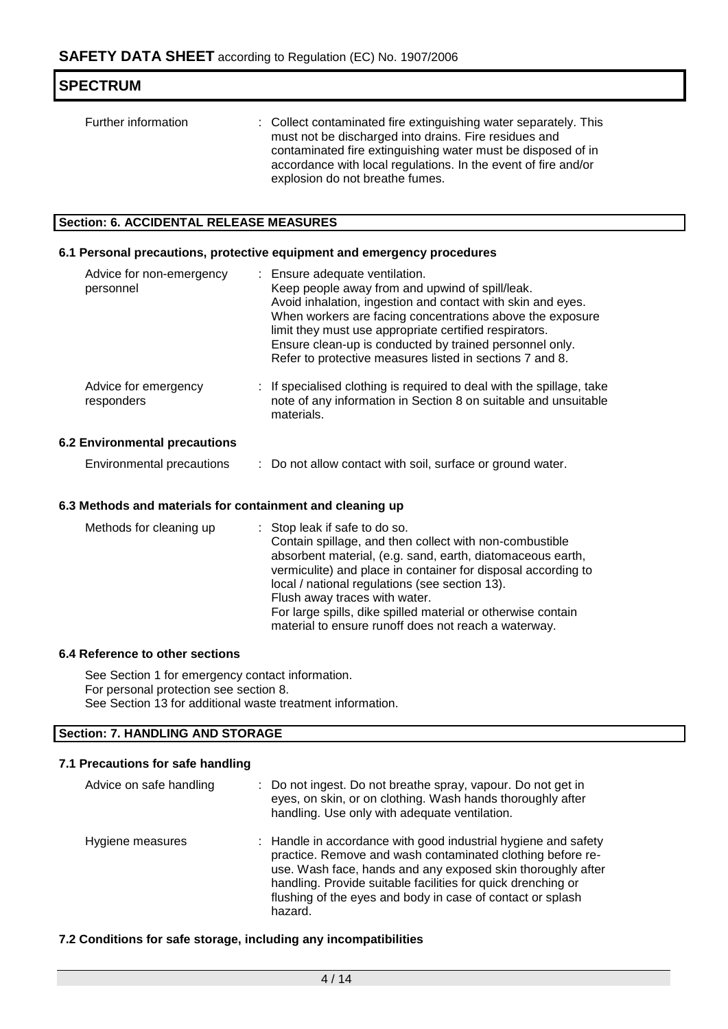| | |
|---|---|
| Further information | : Collect contaminated fire extinguishing water separately. This must not be discharged into drains. Fire residues and contaminated fire extinguishing water must be disposed of in accordance with local regulations. In the event of fire and/or explosion do not breathe fumes. |

## Section: 6. ACCIDENTAL RELEASE MEASURES

### 6.1 Personal precautions, protective equipment and emergency procedures

| | |
|---|---|
| Advice for non-emergency personnel | : Ensure adequate ventilation. Keep people away from and upwind of spill/leak. Avoid inhalation, ingestion and contact with skin and eyes. When workers are facing concentrations above the exposure limit they must use appropriate certified respirators. Ensure clean-up is conducted by trained personnel only. Refer to protective measures listed in sections 7 and 8. |
| Advice for emergency responders | : If specialised clothing is required to deal with the spillage, take note of any information in Section 8 on suitable and unsuitable materials. |

### 6.2 Environmental precautions

| | |
|---|---|
| Environmental precautions | : Do not allow contact with soil, surface or ground water. |

### 6.3 Methods and materials for containment and cleaning up

| | |
|---|---|
| Methods for cleaning up | : Stop leak if safe to do so. Contain spillage, and then collect with non-combustible absorbent material, (e.g. sand, earth, diatomaceous earth, vermiculite) and place in container for disposal according to local / national regulations (see section 13). Flush away traces with water. For large spills, dike spilled material or otherwise contain material to ensure runoff does not reach a waterway. |

### 6.4 Reference to other sections

See Section 1 for emergency contact information.
For personal protection see section 8.
See Section 13 for additional waste treatment information.

## Section: 7. HANDLING AND STORAGE

### 7.1 Precautions for safe handling

| | |
|---|---|
| Advice on safe handling | : Do not ingest. Do not breathe spray, vapour. Do not get in eyes, on skin, or on clothing. Wash hands thoroughly after handling. Use only with adequate ventilation. |
| Hygiene measures | : Handle in accordance with good industrial hygiene and safety practice. Remove and wash contaminated clothing before re-use. Wash face, hands and any exposed skin thoroughly after handling. Provide suitable facilities for quick drenching or flushing of the eyes and body in case of contact or splash hazard. |

### 7.2 Conditions for safe storage, including any incompatibilities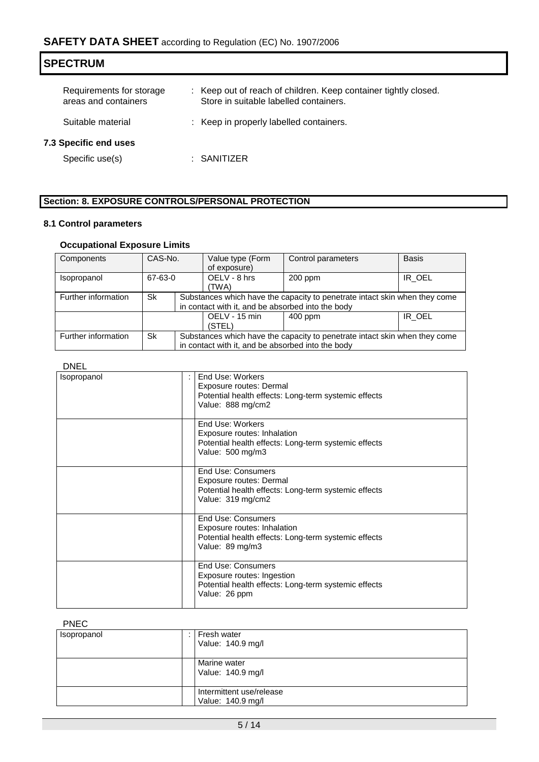Requirements for storage areas and containers : Keep out of reach of children. Keep container tightly closed. Store in suitable labelled containers.

Suitable material : Keep in properly labelled containers.

### 7.3 Specific end uses

Specific use(s) : SANITIZER

## Section: 8. EXPOSURE CONTROLS/PERSONAL PROTECTION

### 8.1 Control parameters

**Occupational Exposure Limits**

| Components | CAS-No. | Value type (Form of exposure) | Control parameters | Basis |
|---|---|---|---|---|
| Isopropanol | 67-63-0 | OELV - 8 hrs (TWA) | 200 ppm | IR_OEL |
| Further information | Sk | Substances which have the capacity to penetrate intact skin when they come in contact with it, and be absorbed into the body | | |
| | | OELV - 15 min (STEL) | 400 ppm | IR_OEL |
| Further information | Sk | Substances which have the capacity to penetrate intact skin when they come in contact with it, and be absorbed into the body | | |

DNEL

| | | |
|---|---|---|
| Isopropanol | : | End Use: Workers<br>Exposure routes: Dermal<br>Potential health effects: Long-term systemic effects<br>Value: 888 mg/cm2 |
| | | End Use: Workers<br>Exposure routes: Inhalation<br>Potential health effects: Long-term systemic effects<br>Value: 500 mg/m3 |
| | | End Use: Consumers<br>Exposure routes: Dermal<br>Potential health effects: Long-term systemic effects<br>Value: 319 mg/cm2 |
| | | End Use: Consumers<br>Exposure routes: Inhalation<br>Potential health effects: Long-term systemic effects<br>Value: 89 mg/m3 |
| | | End Use: Consumers<br>Exposure routes: Ingestion<br>Potential health effects: Long-term systemic effects<br>Value: 26 ppm |

PNEC

| | | |
|---|---|---|
| Isopropanol | : | Fresh water<br>Value: 140.9 mg/l |
| | | Marine water<br>Value: 140.9 mg/l |
| | | Intermittent use/release<br>Value: 140.9 mg/l |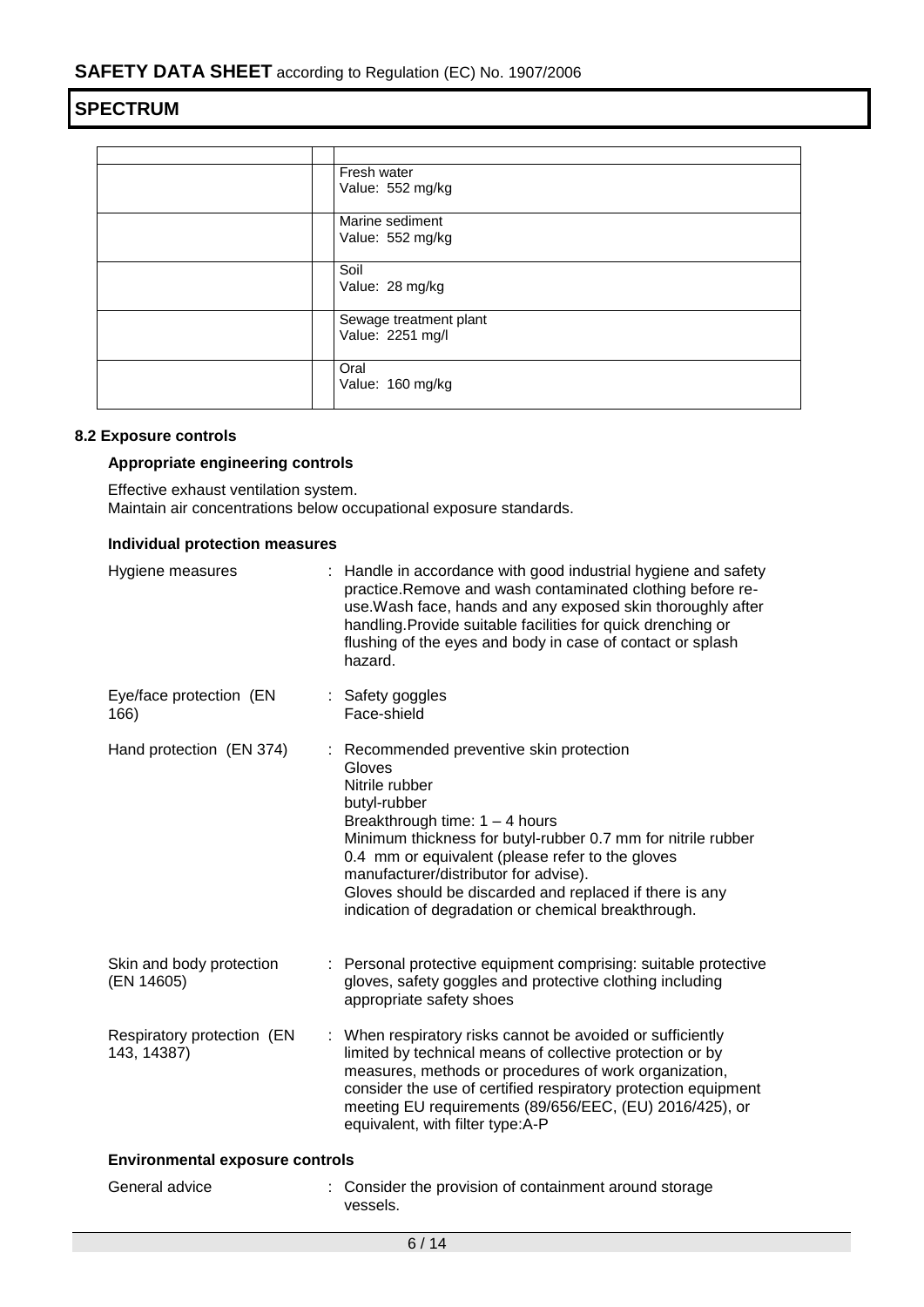| | | |
|---|---|---|
| | | |
| | | Fresh water<br>Value: 552 mg/kg |
| | | Marine sediment<br>Value: 552 mg/kg |
| | | Soil<br>Value: 28 mg/kg |
| | | Sewage treatment plant<br>Value: 2251 mg/l |
| | | Oral<br>Value: 160 mg/kg |

### 8.2 Exposure controls

**Appropriate engineering controls**

Effective exhaust ventilation system.
Maintain air concentrations below occupational exposure standards.

**Individual protection measures**

Hygiene measures : Handle in accordance with good industrial hygiene and safety practice.Remove and wash contaminated clothing before re-use.Wash face, hands and any exposed skin thoroughly after handling.Provide suitable facilities for quick drenching or flushing of the eyes and body in case of contact or splash hazard.

Eye/face protection (EN 166) : Safety goggles
Face-shield

Hand protection (EN 374) : Recommended preventive skin protection
Gloves
Nitrile rubber
butyl-rubber
Breakthrough time: 1 – 4 hours
Minimum thickness for butyl-rubber 0.7 mm for nitrile rubber 0.4 mm or equivalent (please refer to the gloves manufacturer/distributor for advise).
Gloves should be discarded and replaced if there is any indication of degradation or chemical breakthrough.

Skin and body protection (EN 14605) : Personal protective equipment comprising: suitable protective gloves, safety goggles and protective clothing including appropriate safety shoes

Respiratory protection (EN 143, 14387) : When respiratory risks cannot be avoided or sufficiently limited by technical means of collective protection or by measures, methods or procedures of work organization, consider the use of certified respiratory protection equipment meeting EU requirements (89/656/EEC, (EU) 2016/425), or equivalent, with filter type:A-P

**Environmental exposure controls**

General advice : Consider the provision of containment around storage vessels.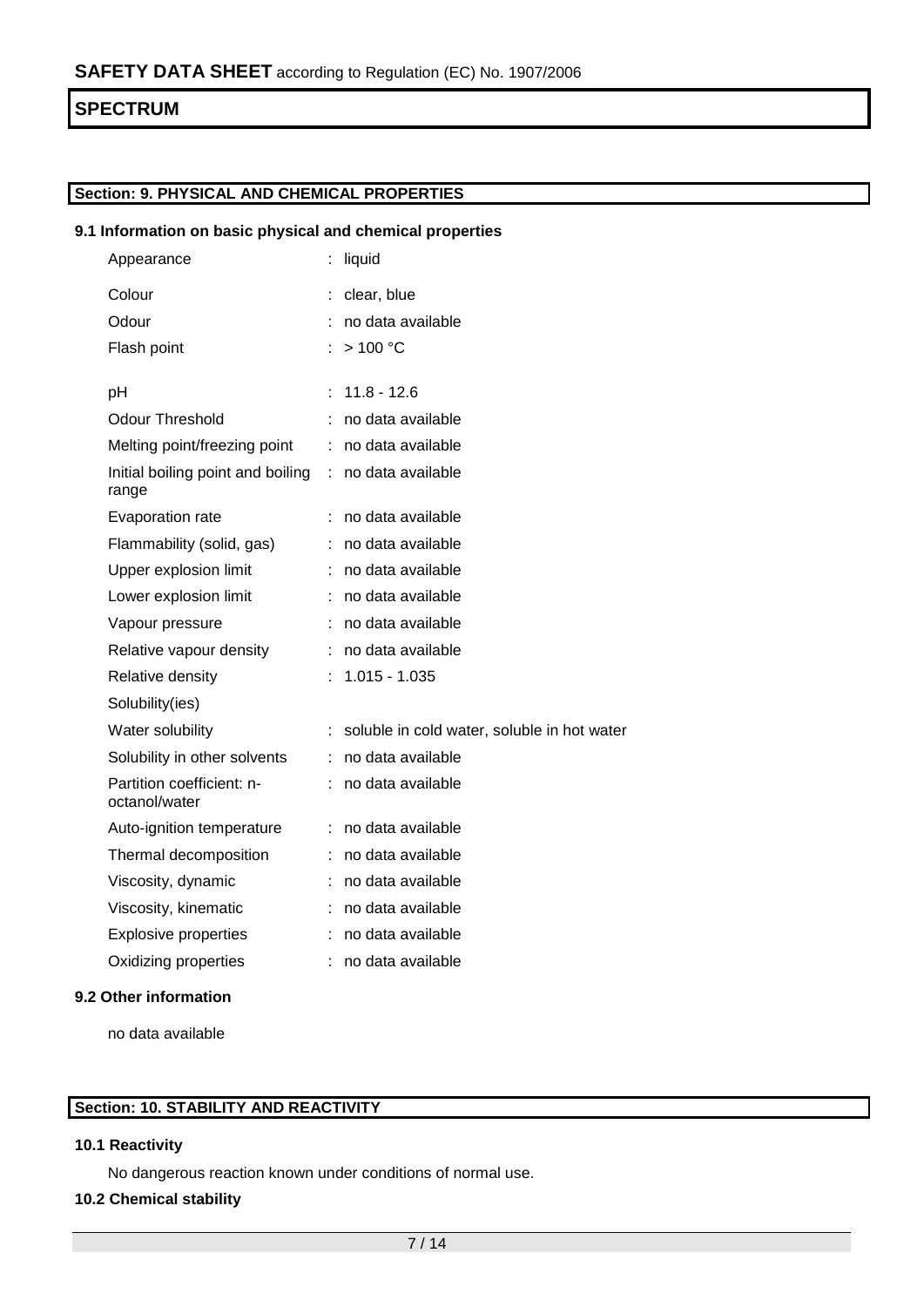## Section: 9. PHYSICAL AND CHEMICAL PROPERTIES

### 9.1 Information on basic physical and chemical properties

| | | |
|---|---|---|
| Appearance | : | liquid |
| Colour | : | clear, blue |
| Odour | : | no data available |
| Flash point | : | > 100 °C |
| pH | : | 11.8 - 12.6 |
| Odour Threshold | : | no data available |
| Melting point/freezing point | : | no data available |
| Initial boiling point and boiling range | : | no data available |
| Evaporation rate | : | no data available |
| Flammability (solid, gas) | : | no data available |
| Upper explosion limit | : | no data available |
| Lower explosion limit | : | no data available |
| Vapour pressure | : | no data available |
| Relative vapour density | : | no data available |
| Relative density | : | 1.015 - 1.035 |
| Solubility(ies) | | |
| Water solubility | : | soluble in cold water, soluble in hot water |
| Solubility in other solvents | : | no data available |
| Partition coefficient: n-octanol/water | : | no data available |
| Auto-ignition temperature | : | no data available |
| Thermal decomposition | : | no data available |
| Viscosity, dynamic | : | no data available |
| Viscosity, kinematic | : | no data available |
| Explosive properties | : | no data available |
| Oxidizing properties | : | no data available |

### 9.2 Other information

no data available

## Section: 10. STABILITY AND REACTIVITY

### 10.1 Reactivity

No dangerous reaction known under conditions of normal use.

### 10.2 Chemical stability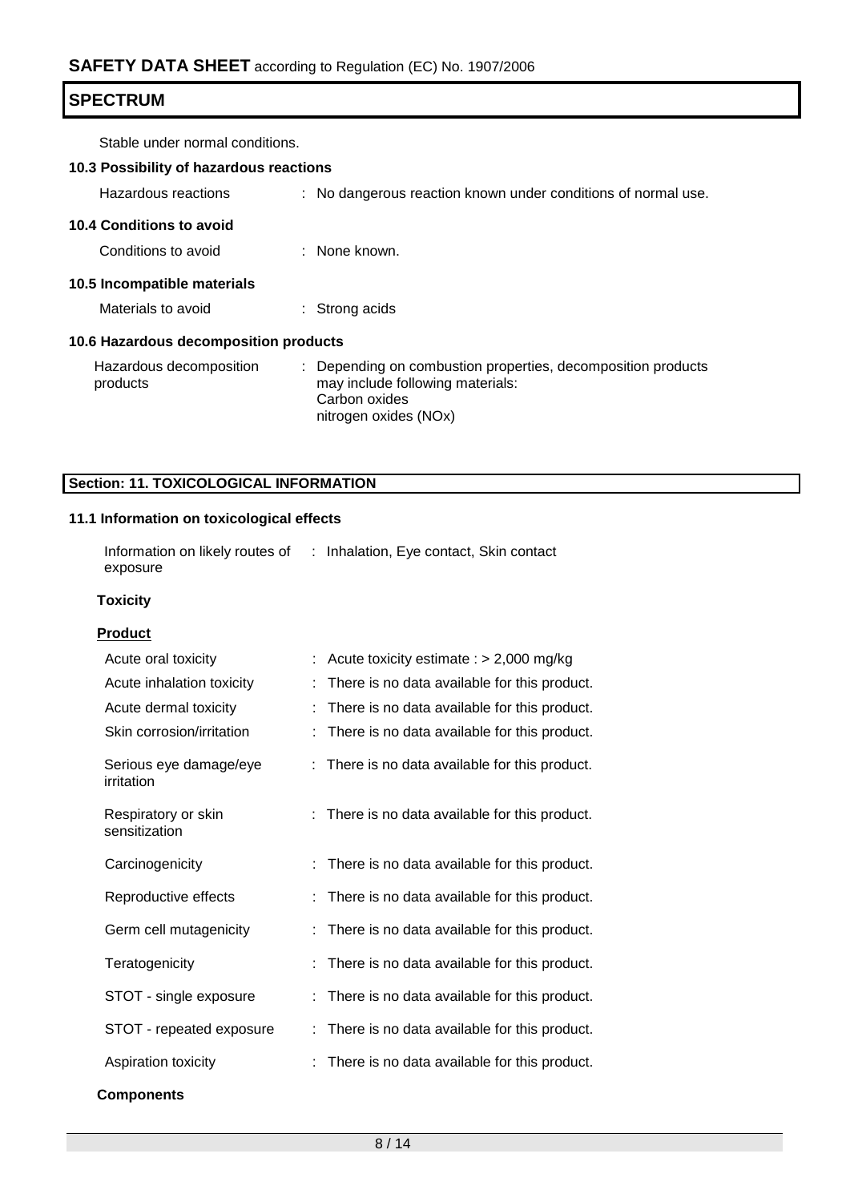Stable under normal conditions.

### 10.3 Possibility of hazardous reactions

| | |
|---|---|
| Hazardous reactions | : No dangerous reaction known under conditions of normal use. |

### 10.4 Conditions to avoid

| | |
|---|---|
| Conditions to avoid | : None known. |

### 10.5 Incompatible materials

| | |
|---|---|
| Materials to avoid | : Strong acids |

### 10.6 Hazardous decomposition products

| | |
|---|---|
| Hazardous decomposition products | : Depending on combustion properties, decomposition products may include following materials: Carbon oxides nitrogen oxides (NOx) |

## Section: 11. TOXICOLOGICAL INFORMATION

### 11.1 Information on toxicological effects

| | |
|---|---|
| Information on likely routes of exposure | : Inhalation, Eye contact, Skin contact |

**Toxicity**

**Product**

| | |
|---|---|
| Acute oral toxicity | : Acute toxicity estimate : > 2,000 mg/kg |
| Acute inhalation toxicity | : There is no data available for this product. |
| Acute dermal toxicity | : There is no data available for this product. |
| Skin corrosion/irritation | : There is no data available for this product. |
| Serious eye damage/eye irritation | : There is no data available for this product. |
| Respiratory or skin sensitization | : There is no data available for this product. |
| Carcinogenicity | : There is no data available for this product. |
| Reproductive effects | : There is no data available for this product. |
| Germ cell mutagenicity | : There is no data available for this product. |
| Teratogenicity | : There is no data available for this product. |
| STOT - single exposure | : There is no data available for this product. |
| STOT - repeated exposure | : There is no data available for this product. |
| Aspiration toxicity | : There is no data available for this product. |

**Components**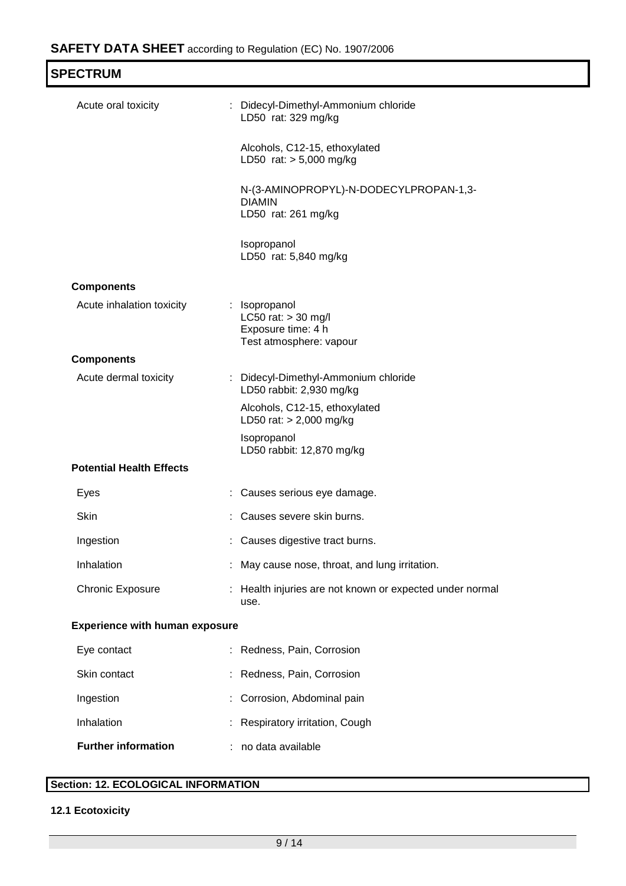Acute oral toxicity : Didecyl-Dimethyl-Ammonium chloride
LD50 rat: 329 mg/kg

Alcohols, C12-15, ethoxylated
LD50 rat: > 5,000 mg/kg

N-(3-AMINOPROPYL)-N-DODECYLPROPAN-1,3-DIAMIN
LD50 rat: 261 mg/kg

Isopropanol
LD50 rat: 5,840 mg/kg

**Components**

Acute inhalation toxicity : Isopropanol
LC50 rat: > 30 mg/l
Exposure time: 4 h
Test atmosphere: vapour

**Components**

Acute dermal toxicity : Didecyl-Dimethyl-Ammonium chloride
LD50 rabbit: 2,930 mg/kg

Alcohols, C12-15, ethoxylated
LD50 rat: > 2,000 mg/kg

Isopropanol
LD50 rabbit: 12,870 mg/kg

**Potential Health Effects**

Eyes : Causes serious eye damage.

Skin : Causes severe skin burns.

Ingestion : Causes digestive tract burns.

Inhalation : May cause nose, throat, and lung irritation.

Chronic Exposure : Health injuries are not known or expected under normal use.

**Experience with human exposure**

Eye contact : Redness, Pain, Corrosion

Skin contact : Redness, Pain, Corrosion

Ingestion : Corrosion, Abdominal pain

Inhalation : Respiratory irritation, Cough

**Further information** : no data available

## Section: 12. ECOLOGICAL INFORMATION

### 12.1 Ecotoxicity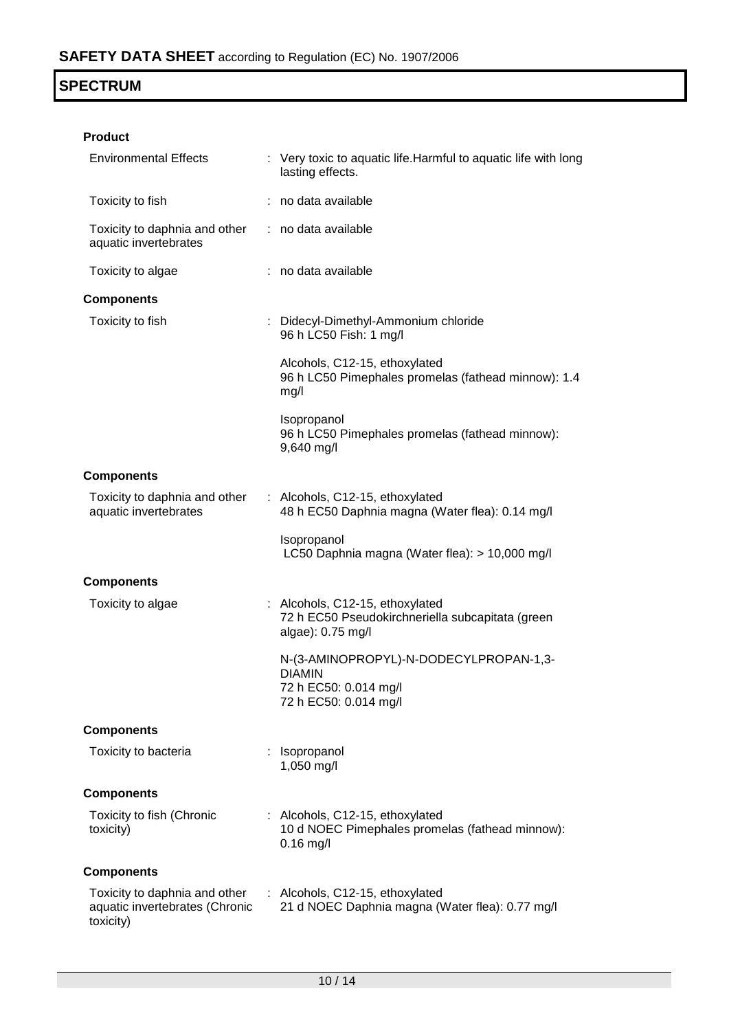**Product**

| | | |
|---|---|---|
| Environmental Effects | : | Very toxic to aquatic life.Harmful to aquatic life with long lasting effects. |
| Toxicity to fish | : | no data available |
| Toxicity to daphnia and other aquatic invertebrates | : | no data available |
| Toxicity to algae | : | no data available |

**Components**

| | | |
|---|---|---|
| Toxicity to fish | : | Didecyl-Dimethyl-Ammonium chloride<br>96 h LC50 Fish: 1 mg/l<br><br>Alcohols, C12-15, ethoxylated<br>96 h LC50 Pimephales promelas (fathead minnow): 1.4 mg/l<br><br>Isopropanol<br>96 h LC50 Pimephales promelas (fathead minnow): 9,640 mg/l |

**Components**

| | | |
|---|---|---|
| Toxicity to daphnia and other aquatic invertebrates | : | Alcohols, C12-15, ethoxylated<br>48 h EC50 Daphnia magna (Water flea): 0.14 mg/l<br><br>Isopropanol<br>LC50 Daphnia magna (Water flea): > 10,000 mg/l |

**Components**

| | | |
|---|---|---|
| Toxicity to algae | : | Alcohols, C12-15, ethoxylated<br>72 h EC50 Pseudokirchneriella subcapitata (green algae): 0.75 mg/l<br><br>N-(3-AMINOPROPYL)-N-DODECYLPROPAN-1,3-DIAMIN<br>72 h EC50: 0.014 mg/l<br>72 h EC50: 0.014 mg/l |

**Components**

| | | |
|---|---|---|
| Toxicity to bacteria | : | Isopropanol<br>1,050 mg/l |

**Components**

| | | |
|---|---|---|
| Toxicity to fish (Chronic toxicity) | : | Alcohols, C12-15, ethoxylated<br>10 d NOEC Pimephales promelas (fathead minnow): 0.16 mg/l |

**Components**

| | | |
|---|---|---|
| Toxicity to daphnia and other aquatic invertebrates (Chronic toxicity) | : | Alcohols, C12-15, ethoxylated<br>21 d NOEC Daphnia magna (Water flea): 0.77 mg/l |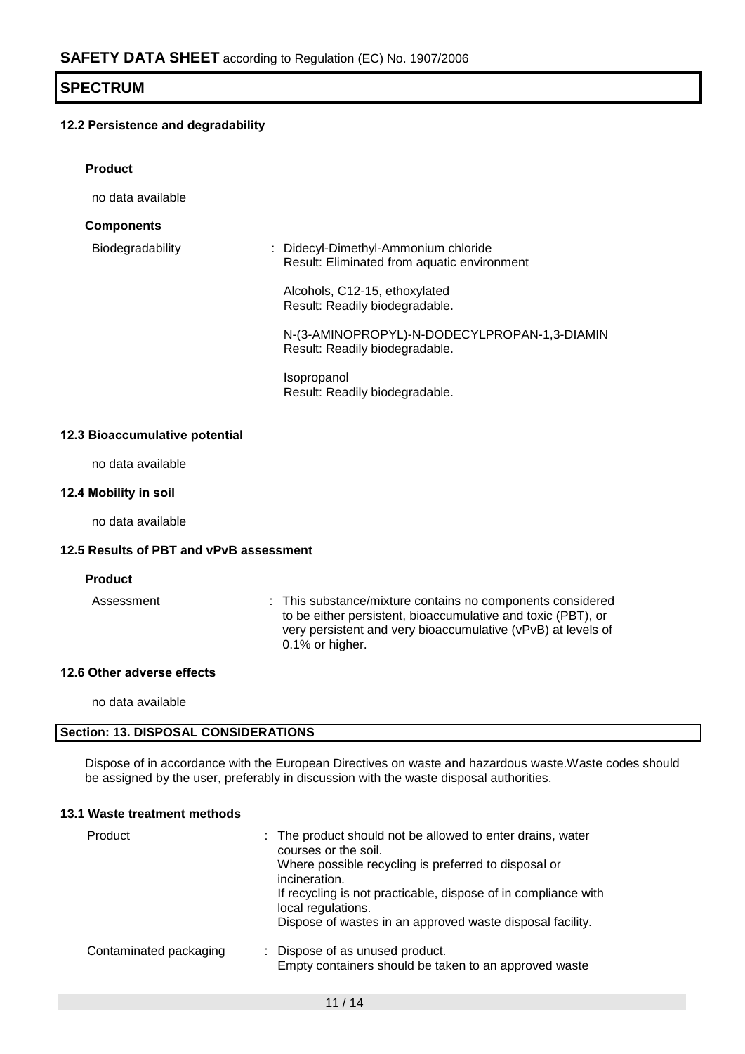### 12.2 Persistence and degradability

**Product**

no data available

**Components**

Biodegradability : Didecyl-Dimethyl-Ammonium chloride
Result: Eliminated from aquatic environment

Alcohols, C12-15, ethoxylated
Result: Readily biodegradable.

N-(3-AMINOPROPYL)-N-DODECYLPROPAN-1,3-DIAMIN
Result: Readily biodegradable.

Isopropanol
Result: Readily biodegradable.

### 12.3 Bioaccumulative potential

no data available

### 12.4 Mobility in soil

no data available

### 12.5 Results of PBT and vPvB assessment

**Product**

Assessment : This substance/mixture contains no components considered to be either persistent, bioaccumulative and toxic (PBT), or very persistent and very bioaccumulative (vPvB) at levels of 0.1% or higher.

### 12.6 Other adverse effects

no data available

## Section: 13. DISPOSAL CONSIDERATIONS

Dispose of in accordance with the European Directives on waste and hazardous waste.Waste codes should be assigned by the user, preferably in discussion with the waste disposal authorities.

### 13.1 Waste treatment methods

Product : The product should not be allowed to enter drains, water courses or the soil.
Where possible recycling is preferred to disposal or incineration.
If recycling is not practicable, dispose of in compliance with local regulations.
Dispose of wastes in an approved waste disposal facility.

Contaminated packaging : Dispose of as unused product.
Empty containers should be taken to an approved waste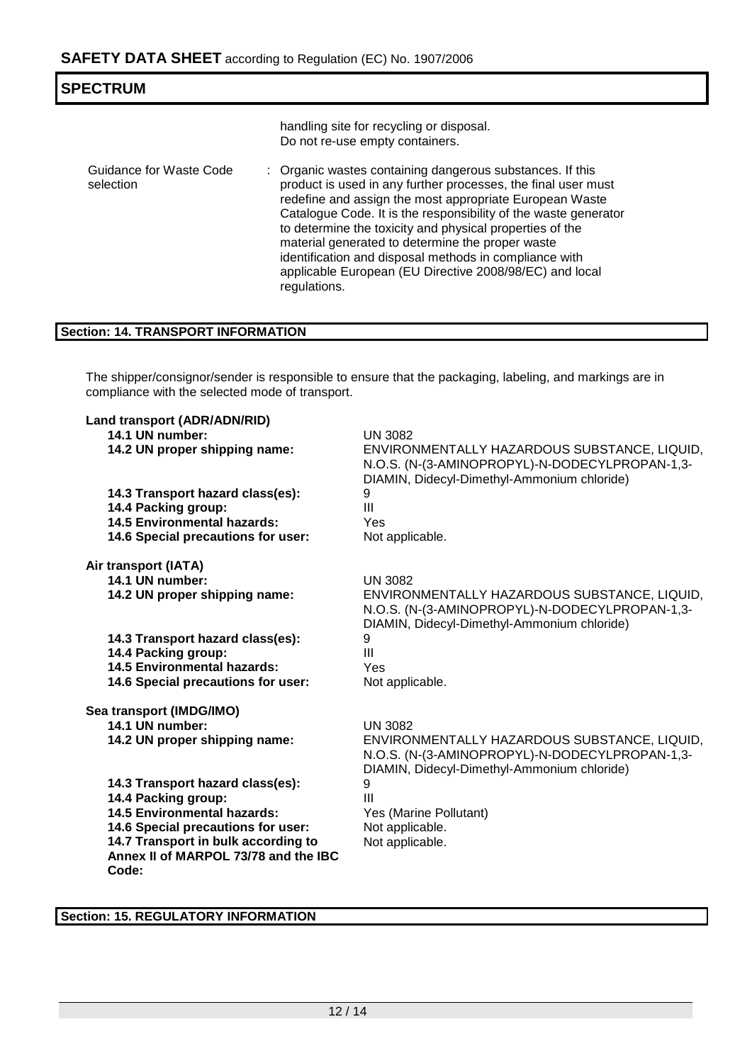handling site for recycling or disposal.
Do not re-use empty containers.

| | |
|---|---|
| Guidance for Waste Code selection | : Organic wastes containing dangerous substances. If this product is used in any further processes, the final user must redefine and assign the most appropriate European Waste Catalogue Code. It is the responsibility of the waste generator to determine the toxicity and physical properties of the material generated to determine the proper waste identification and disposal methods in compliance with applicable European (EU Directive 2008/98/EC) and local regulations. |

## Section: 14. TRANSPORT INFORMATION

The shipper/consignor/sender is responsible to ensure that the packaging, labeling, and markings are in compliance with the selected mode of transport.

**Land transport (ADR/ADN/RID)**

| | |
|---|---|
| **14.1 UN number:** | UN 3082 |
| **14.2 UN proper shipping name:** | ENVIRONMENTALLY HAZARDOUS SUBSTANCE, LIQUID, N.O.S. (N-(3-AMINOPROPYL)-N-DODECYLPROPAN-1,3-DIAMIN, Didecyl-Dimethyl-Ammonium chloride) |
| **14.3 Transport hazard class(es):** | 9 |
| **14.4 Packing group:** | III |
| **14.5 Environmental hazards:** | Yes |
| **14.6 Special precautions for user:** | Not applicable. |

**Air transport (IATA)**

| | |
|---|---|
| **14.1 UN number:** | UN 3082 |
| **14.2 UN proper shipping name:** | ENVIRONMENTALLY HAZARDOUS SUBSTANCE, LIQUID, N.O.S. (N-(3-AMINOPROPYL)-N-DODECYLPROPAN-1,3-DIAMIN, Didecyl-Dimethyl-Ammonium chloride) |
| **14.3 Transport hazard class(es):** | 9 |
| **14.4 Packing group:** | III |
| **14.5 Environmental hazards:** | Yes |
| **14.6 Special precautions for user:** | Not applicable. |

**Sea transport (IMDG/IMO)**

| | |
|---|---|
| **14.1 UN number:** | UN 3082 |
| **14.2 UN proper shipping name:** | ENVIRONMENTALLY HAZARDOUS SUBSTANCE, LIQUID, N.O.S. (N-(3-AMINOPROPYL)-N-DODECYLPROPAN-1,3-DIAMIN, Didecyl-Dimethyl-Ammonium chloride) |
| **14.3 Transport hazard class(es):** | 9 |
| **14.4 Packing group:** | III |
| **14.5 Environmental hazards:** | Yes (Marine Pollutant) |
| **14.6 Special precautions for user:** | Not applicable. |
| **14.7 Transport in bulk according to Annex II of MARPOL 73/78 and the IBC Code:** | Not applicable. |

## Section: 15. REGULATORY INFORMATION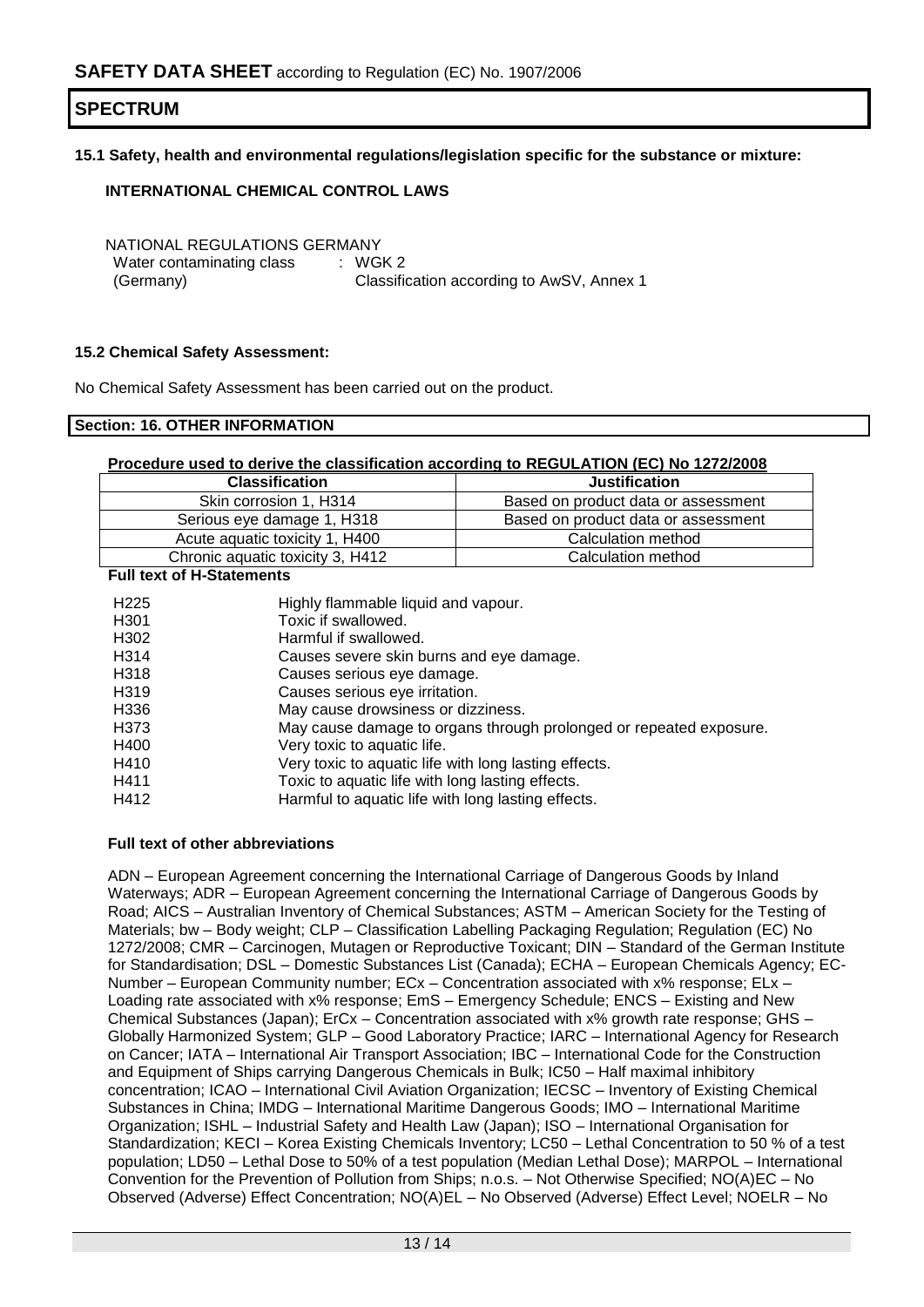### 15.1 Safety, health and environmental regulations/legislation specific for the substance or mixture:

**INTERNATIONAL CHEMICAL CONTROL LAWS**

NATIONAL REGULATIONS GERMANY

| | |
|---|---|
| Water contaminating class (Germany) | : WGK 2<br>Classification according to AwSV, Annex 1 |

### 15.2 Chemical Safety Assessment:

No Chemical Safety Assessment has been carried out on the product.

## Section: 16. OTHER INFORMATION

**Procedure used to derive the classification according to REGULATION (EC) No 1272/2008**

| Classification | Justification |
|---|---|
| Skin corrosion 1, H314 | Based on product data or assessment |
| Serious eye damage 1, H318 | Based on product data or assessment |
| Acute aquatic toxicity 1, H400 | Calculation method |
| Chronic aquatic toxicity 3, H412 | Calculation method |

**Full text of H-Statements**

| | |
|---|---|
| H225 | Highly flammable liquid and vapour. |
| H301 | Toxic if swallowed. |
| H302 | Harmful if swallowed. |
| H314 | Causes severe skin burns and eye damage. |
| H318 | Causes serious eye damage. |
| H319 | Causes serious eye irritation. |
| H336 | May cause drowsiness or dizziness. |
| H373 | May cause damage to organs through prolonged or repeated exposure. |
| H400 | Very toxic to aquatic life. |
| H410 | Very toxic to aquatic life with long lasting effects. |
| H411 | Toxic to aquatic life with long lasting effects. |
| H412 | Harmful to aquatic life with long lasting effects. |

**Full text of other abbreviations**

ADN – European Agreement concerning the International Carriage of Dangerous Goods by Inland Waterways; ADR – European Agreement concerning the International Carriage of Dangerous Goods by Road; AICS – Australian Inventory of Chemical Substances; ASTM – American Society for the Testing of Materials; bw – Body weight; CLP – Classification Labelling Packaging Regulation; Regulation (EC) No 1272/2008; CMR – Carcinogen, Mutagen or Reproductive Toxicant; DIN – Standard of the German Institute for Standardisation; DSL – Domestic Substances List (Canada); ECHA – European Chemicals Agency; EC-Number – European Community number; ECx – Concentration associated with x% response; ELx – Loading rate associated with x% response; EmS – Emergency Schedule; ENCS – Existing and New Chemical Substances (Japan); ErCx – Concentration associated with x% growth rate response; GHS – Globally Harmonized System; GLP – Good Laboratory Practice; IARC – International Agency for Research on Cancer; IATA – International Air Transport Association; IBC – International Code for the Construction and Equipment of Ships carrying Dangerous Chemicals in Bulk; IC50 – Half maximal inhibitory concentration; ICAO – International Civil Aviation Organization; IECSC – Inventory of Existing Chemical Substances in China; IMDG – International Maritime Dangerous Goods; IMO – International Maritime Organization; ISHL – Industrial Safety and Health Law (Japan); ISO – International Organisation for Standardization; KECI – Korea Existing Chemicals Inventory; LC50 – Lethal Concentration to 50 % of a test population; LD50 – Lethal Dose to 50% of a test population (Median Lethal Dose); MARPOL – International Convention for the Prevention of Pollution from Ships; n.o.s. – Not Otherwise Specified; NO(A)EC – No Observed (Adverse) Effect Concentration; NO(A)EL – No Observed (Adverse) Effect Level; NOELR – No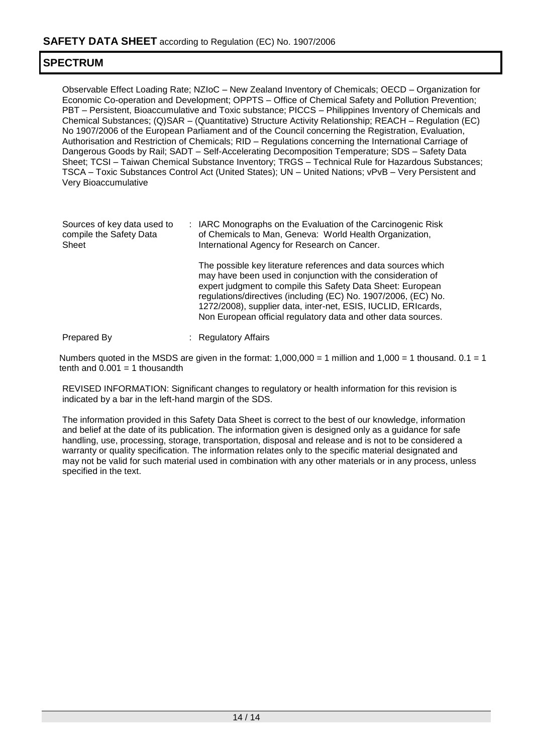Observable Effect Loading Rate; NZIoC – New Zealand Inventory of Chemicals; OECD – Organization for Economic Co-operation and Development; OPPTS – Office of Chemical Safety and Pollution Prevention; PBT – Persistent, Bioaccumulative and Toxic substance; PICCS – Philippines Inventory of Chemicals and Chemical Substances; (Q)SAR – (Quantitative) Structure Activity Relationship; REACH – Regulation (EC) No 1907/2006 of the European Parliament and of the Council concerning the Registration, Evaluation, Authorisation and Restriction of Chemicals; RID – Regulations concerning the International Carriage of Dangerous Goods by Rail; SADT – Self-Accelerating Decomposition Temperature; SDS – Safety Data Sheet; TCSI – Taiwan Chemical Substance Inventory; TRGS – Technical Rule for Hazardous Substances; TSCA – Toxic Substances Control Act (United States); UN – United Nations; vPvB – Very Persistent and Very Bioaccumulative

| | |
|---|---|
| Sources of key data used to compile the Safety Data Sheet | : IARC Monographs on the Evaluation of the Carcinogenic Risk of Chemicals to Man, Geneva: World Health Organization, International Agency for Research on Cancer.<br><br>The possible key literature references and data sources which may have been used in conjunction with the consideration of expert judgment to compile this Safety Data Sheet: European regulations/directives (including (EC) No. 1907/2006, (EC) No. 1272/2008), supplier data, inter-net, ESIS, IUCLID, ERIcards, Non European official regulatory data and other data sources. |
| Prepared By | : Regulatory Affairs |

Numbers quoted in the MSDS are given in the format: 1,000,000 = 1 million and 1,000 = 1 thousand. 0.1 = 1 tenth and 0.001 = 1 thousandth

REVISED INFORMATION: Significant changes to regulatory or health information for this revision is indicated by a bar in the left-hand margin of the SDS.

The information provided in this Safety Data Sheet is correct to the best of our knowledge, information and belief at the date of its publication. The information given is designed only as a guidance for safe handling, use, processing, storage, transportation, disposal and release and is not to be considered a warranty or quality specification. The information relates only to the specific material designated and may not be valid for such material used in combination with any other materials or in any process, unless specified in the text.